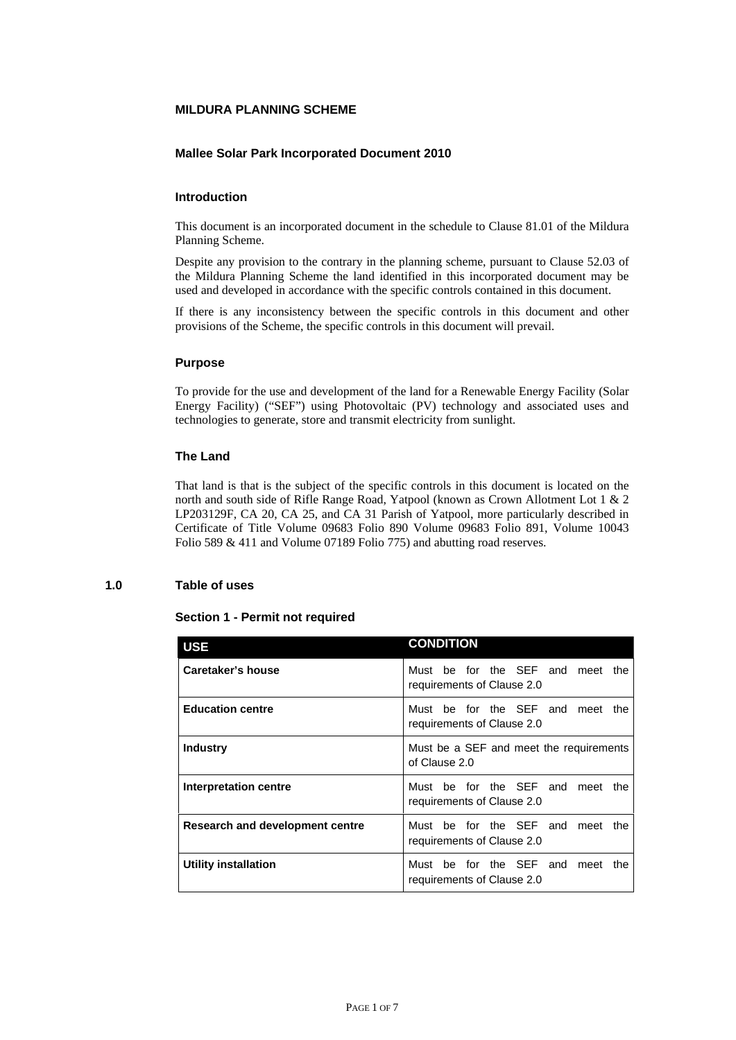# MILDURA PLANNING SCHEME

## Mallee Solar Park Incorporated Document 2010

### Introduction

This document is an incorporated document in the schedule to Clause 81.01 of the Mildura Planning Scheme.

Despite any provision to the contrary in the planning scheme, pursuant to Clause 52.03 of the Mildura Planning Scheme the land identified in this incorporated document may be used and developed in accordance with the specific controls contained in this document.

If there is any inconsistency between the specific controls in this document and other provisions of the Scheme, the specific controls in this document will prevail.

### Purpose

To provide for the use and development of the land for a Renewable Energy Facility (Solar Energy Facility) ("SEF") using Photovoltaic (PV) technology and associated uses and technologies to generate, store and transmit electricity from sunlight.

### The Land

That land is that is the subject of the specific controls in this document is located on the north and south side of Rifle Range Road, Yatpool (known as Crown Allotment Lot 1 & 2 LP203129F, CA 20, CA 25, and CA 31 Parish of Yatpool, more particularly described in Certificate of Title Volume 09683 Folio 890 Volume 09683 Folio 891, Volume 10043 Folio 589 & 411 and Volume 07189 Folio 775) and abutting road reserves.

## 1.0 Table of uses

### Section 1 - Permit not required

| USE | CONDITION |
|---|---|
| **Caretaker's house** | Must be for the SEF and meet the requirements of Clause 2.0 |
| **Education centre** | Must be for the SEF and meet the requirements of Clause 2.0 |
| **Industry** | Must be a SEF and meet the requirements of Clause 2.0 |
| **Interpretation centre** | Must be for the SEF and meet the requirements of Clause 2.0 |
| **Research and development centre** | Must be for the SEF and meet the requirements of Clause 2.0 |
| **Utility installation** | Must be for the SEF and meet the requirements of Clause 2.0 |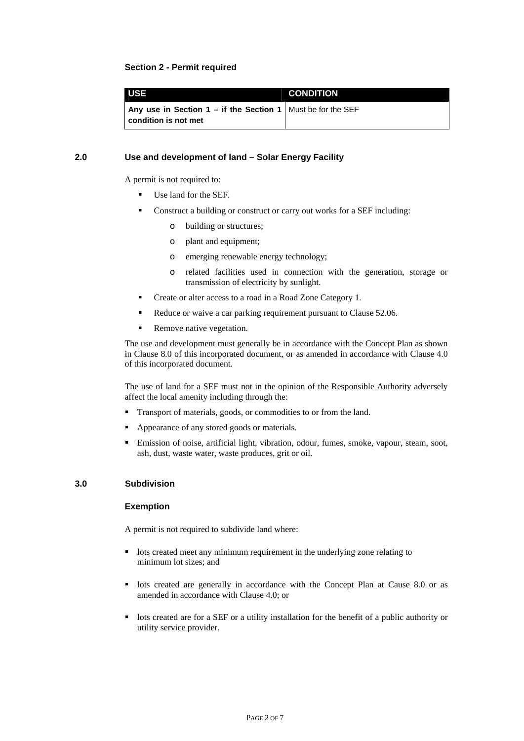**Section 2 - Permit required**

| USE | CONDITION |
|---|---|
| **Any use in Section 1 – if the Section 1 condition is not met** | Must be for the SEF |

## 2.0 Use and development of land – Solar Energy Facility

A permit is not required to:

- Use land for the SEF.
- Construct a building or construct or carry out works for a SEF including:
  - building or structures;
  - plant and equipment;
  - emerging renewable energy technology;
  - related facilities used in connection with the generation, storage or transmission of electricity by sunlight.
- Create or alter access to a road in a Road Zone Category 1.
- Reduce or waive a car parking requirement pursuant to Clause 52.06.
- Remove native vegetation.

The use and development must generally be in accordance with the Concept Plan as shown in Clause 8.0 of this incorporated document, or as amended in accordance with Clause 4.0 of this incorporated document.

The use of land for a SEF must not in the opinion of the Responsible Authority adversely affect the local amenity including through the:

- Transport of materials, goods, or commodities to or from the land.
- Appearance of any stored goods or materials.
- Emission of noise, artificial light, vibration, odour, fumes, smoke, vapour, steam, soot, ash, dust, waste water, waste produces, grit or oil.

## 3.0 Subdivision

**Exemption**

A permit is not required to subdivide land where:

- lots created meet any minimum requirement in the underlying zone relating to minimum lot sizes; and
- lots created are generally in accordance with the Concept Plan at Cause 8.0 or as amended in accordance with Clause 4.0; or
- lots created are for a SEF or a utility installation for the benefit of a public authority or utility service provider.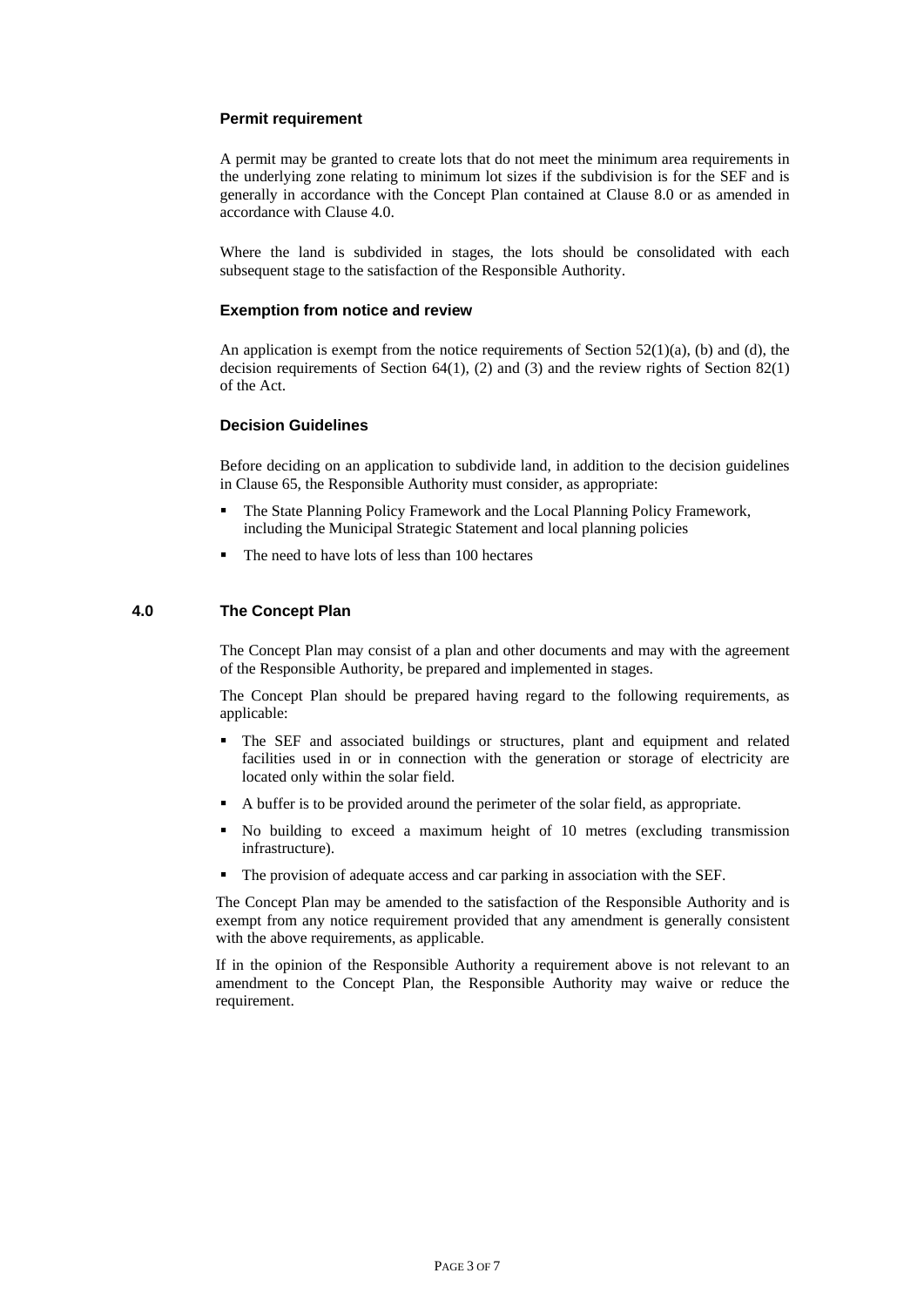### Permit requirement

A permit may be granted to create lots that do not meet the minimum area requirements in the underlying zone relating to minimum lot sizes if the subdivision is for the SEF and is generally in accordance with the Concept Plan contained at Clause 8.0 or as amended in accordance with Clause 4.0.

Where the land is subdivided in stages, the lots should be consolidated with each subsequent stage to the satisfaction of the Responsible Authority.

### Exemption from notice and review

An application is exempt from the notice requirements of Section 52(1)(a), (b) and (d), the decision requirements of Section 64(1), (2) and (3) and the review rights of Section 82(1) of the Act.

### Decision Guidelines

Before deciding on an application to subdivide land, in addition to the decision guidelines in Clause 65, the Responsible Authority must consider, as appropriate:

- The State Planning Policy Framework and the Local Planning Policy Framework, including the Municipal Strategic Statement and local planning policies
- The need to have lots of less than 100 hectares

## 4.0 The Concept Plan

The Concept Plan may consist of a plan and other documents and may with the agreement of the Responsible Authority, be prepared and implemented in stages.

The Concept Plan should be prepared having regard to the following requirements, as applicable:

- The SEF and associated buildings or structures, plant and equipment and related facilities used in or in connection with the generation or storage of electricity are located only within the solar field.
- A buffer is to be provided around the perimeter of the solar field, as appropriate.
- No building to exceed a maximum height of 10 metres (excluding transmission infrastructure).
- The provision of adequate access and car parking in association with the SEF.

The Concept Plan may be amended to the satisfaction of the Responsible Authority and is exempt from any notice requirement provided that any amendment is generally consistent with the above requirements, as applicable.

If in the opinion of the Responsible Authority a requirement above is not relevant to an amendment to the Concept Plan, the Responsible Authority may waive or reduce the requirement.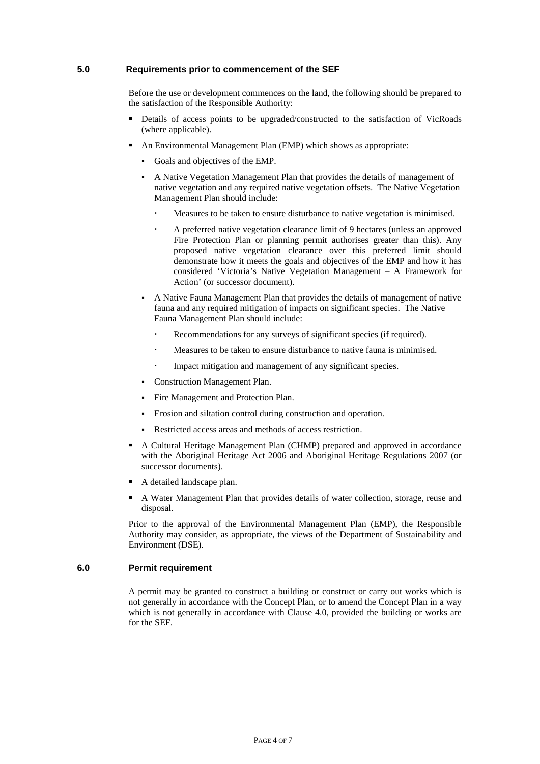## 5.0 Requirements prior to commencement of the SEF

Before the use or development commences on the land, the following should be prepared to the satisfaction of the Responsible Authority:

- Details of access points to be upgraded/constructed to the satisfaction of VicRoads (where applicable).
- An Environmental Management Plan (EMP) which shows as appropriate:
  - Goals and objectives of the EMP.
  - A Native Vegetation Management Plan that provides the details of management of native vegetation and any required native vegetation offsets. The Native Vegetation Management Plan should include:
    - Measures to be taken to ensure disturbance to native vegetation is minimised.
    - A preferred native vegetation clearance limit of 9 hectares (unless an approved Fire Protection Plan or planning permit authorises greater than this). Any proposed native vegetation clearance over this preferred limit should demonstrate how it meets the goals and objectives of the EMP and how it has considered 'Victoria's Native Vegetation Management – A Framework for Action' (or successor document).
  - A Native Fauna Management Plan that provides the details of management of native fauna and any required mitigation of impacts on significant species. The Native Fauna Management Plan should include:
    - Recommendations for any surveys of significant species (if required).
    - Measures to be taken to ensure disturbance to native fauna is minimised.
    - Impact mitigation and management of any significant species.
  - Construction Management Plan.
  - Fire Management and Protection Plan.
  - Erosion and siltation control during construction and operation.
  - Restricted access areas and methods of access restriction.
- A Cultural Heritage Management Plan (CHMP) prepared and approved in accordance with the Aboriginal Heritage Act 2006 and Aboriginal Heritage Regulations 2007 (or successor documents).
- A detailed landscape plan.
- A Water Management Plan that provides details of water collection, storage, reuse and disposal.

Prior to the approval of the Environmental Management Plan (EMP), the Responsible Authority may consider, as appropriate, the views of the Department of Sustainability and Environment (DSE).

## 6.0 Permit requirement

A permit may be granted to construct a building or construct or carry out works which is not generally in accordance with the Concept Plan, or to amend the Concept Plan in a way which is not generally in accordance with Clause 4.0, provided the building or works are for the SEF.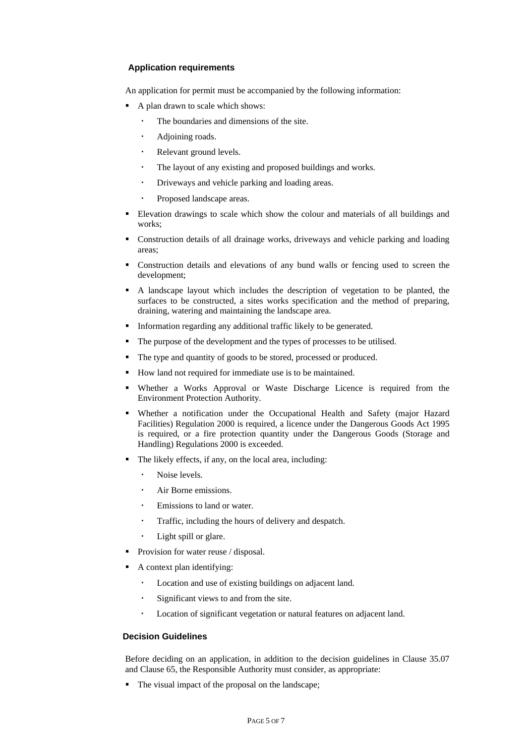### Application requirements

An application for permit must be accompanied by the following information:

- A plan drawn to scale which shows:
  - The boundaries and dimensions of the site.
  - Adjoining roads.
  - Relevant ground levels.
  - The layout of any existing and proposed buildings and works.
  - Driveways and vehicle parking and loading areas.
  - Proposed landscape areas.
- Elevation drawings to scale which show the colour and materials of all buildings and works;
- Construction details of all drainage works, driveways and vehicle parking and loading areas;
- Construction details and elevations of any bund walls or fencing used to screen the development;
- A landscape layout which includes the description of vegetation to be planted, the surfaces to be constructed, a sites works specification and the method of preparing, draining, watering and maintaining the landscape area.
- Information regarding any additional traffic likely to be generated.
- The purpose of the development and the types of processes to be utilised.
- The type and quantity of goods to be stored, processed or produced.
- How land not required for immediate use is to be maintained.
- Whether a Works Approval or Waste Discharge Licence is required from the Environment Protection Authority.
- Whether a notification under the Occupational Health and Safety (major Hazard Facilities) Regulation 2000 is required, a licence under the Dangerous Goods Act 1995 is required, or a fire protection quantity under the Dangerous Goods (Storage and Handling) Regulations 2000 is exceeded.
- The likely effects, if any, on the local area, including:
  - Noise levels.
  - Air Borne emissions.
  - Emissions to land or water.
  - Traffic, including the hours of delivery and despatch.
  - Light spill or glare.
- Provision for water reuse / disposal.
- A context plan identifying:
  - Location and use of existing buildings on adjacent land.
  - Significant views to and from the site.
  - Location of significant vegetation or natural features on adjacent land.

### Decision Guidelines

Before deciding on an application, in addition to the decision guidelines in Clause 35.07 and Clause 65, the Responsible Authority must consider, as appropriate:

- The visual impact of the proposal on the landscape;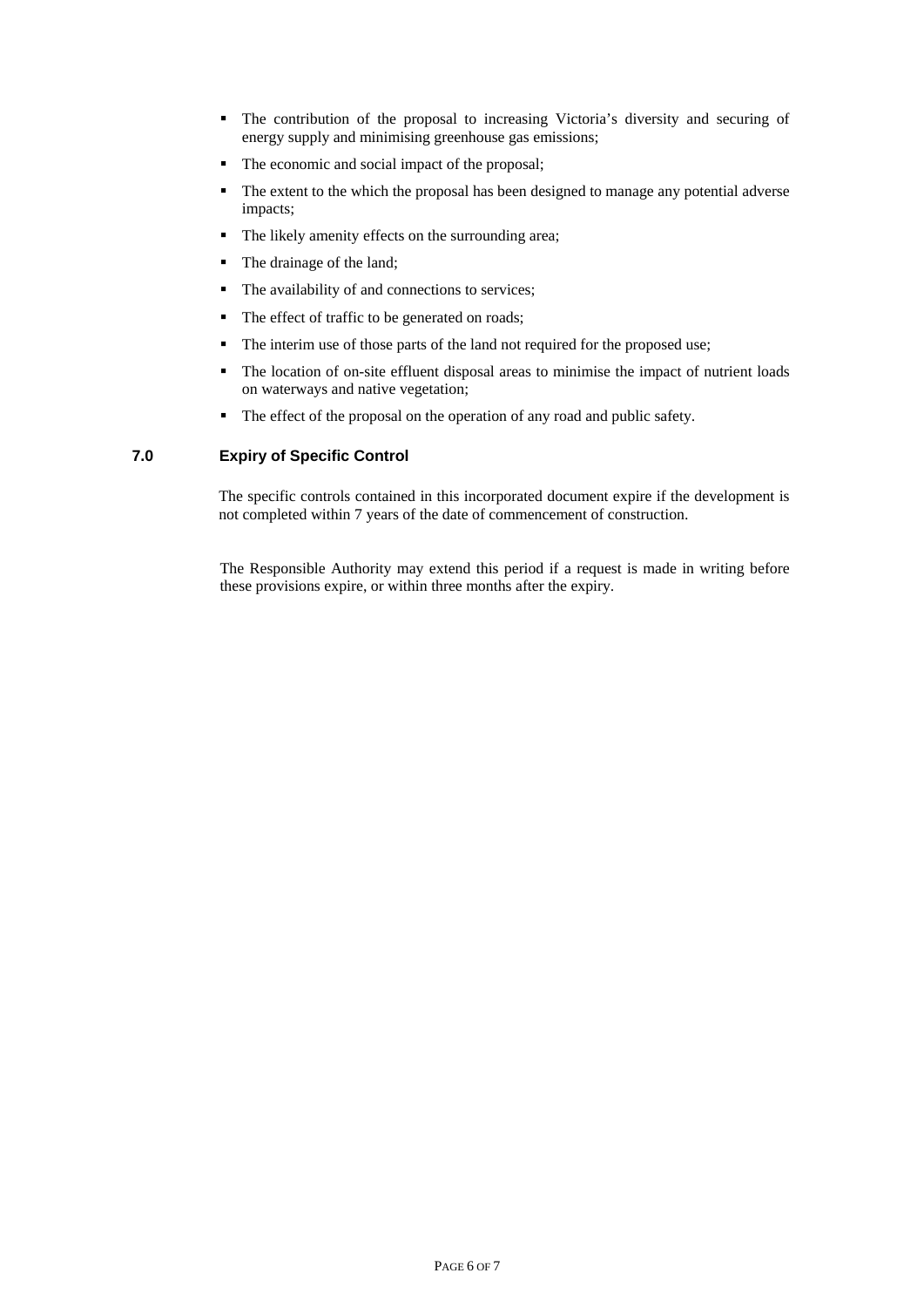- The contribution of the proposal to increasing Victoria's diversity and securing of energy supply and minimising greenhouse gas emissions;
- The economic and social impact of the proposal;
- The extent to the which the proposal has been designed to manage any potential adverse impacts;
- The likely amenity effects on the surrounding area;
- The drainage of the land;
- The availability of and connections to services;
- The effect of traffic to be generated on roads;
- The interim use of those parts of the land not required for the proposed use;
- The location of on-site effluent disposal areas to minimise the impact of nutrient loads on waterways and native vegetation;
- The effect of the proposal on the operation of any road and public safety.

## 7.0 Expiry of Specific Control

The specific controls contained in this incorporated document expire if the development is not completed within 7 years of the date of commencement of construction.

The Responsible Authority may extend this period if a request is made in writing before these provisions expire, or within three months after the expiry.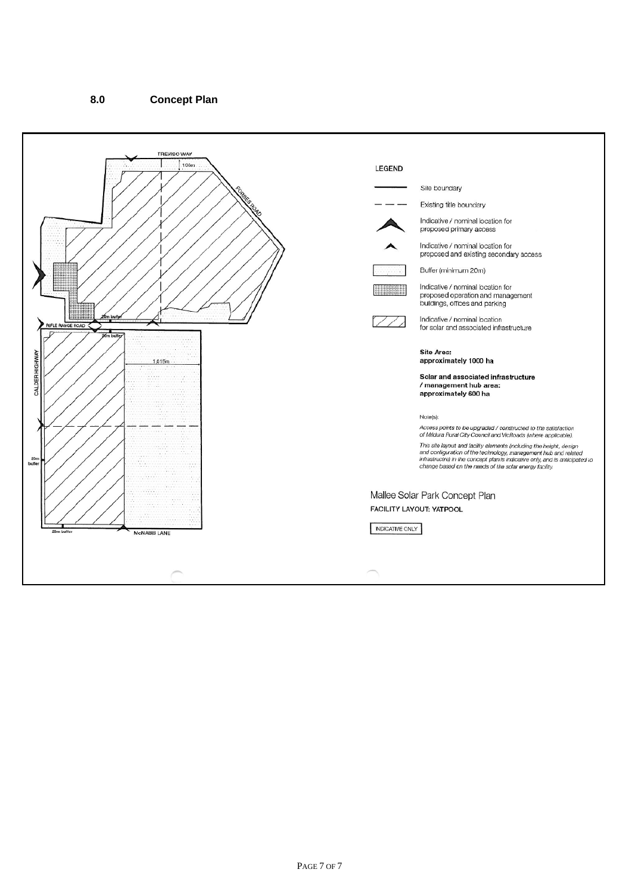## 8.0 Concept Plan

TREVISO WAY

100m

FORBES ROAD

20m buffer

RIFLE RANGE ROAD

20m buffer

CALDER HIGHWAY

1,015m

20m buffer

20m buffer

McNABB LANE

LEGEND

Site boundary

Existing title boundary

Indicative / nominal location for proposed primary access

Indicative / nominal location for proposed and existing secondary access

Buffer (minimum 20m)

Indicative / nominal location for proposed operation and management buildings, offices and parking

Indicative / nominal location for solar and associated infrastructure

**Site Area:**
**approximately 1000 ha**

**Solar and associated infrastructure / management hub area:**
**approximately 600 ha**

Note(s):

*Access points to be upgraded / constructed to the satisfaction of Mildura Rural City Council and VicRoads (where applicable).*

*This site layout and facility elements (including the height, design and configuration of the technology, management hub and related infrastructure) in the concept plan is indicative only, and is anticipated to change based on the needs of the solar energy facility.*

Mallee Solar Park Concept Plan

FACILITY LAYOUT: YATPOOL

INDICATIVE ONLY